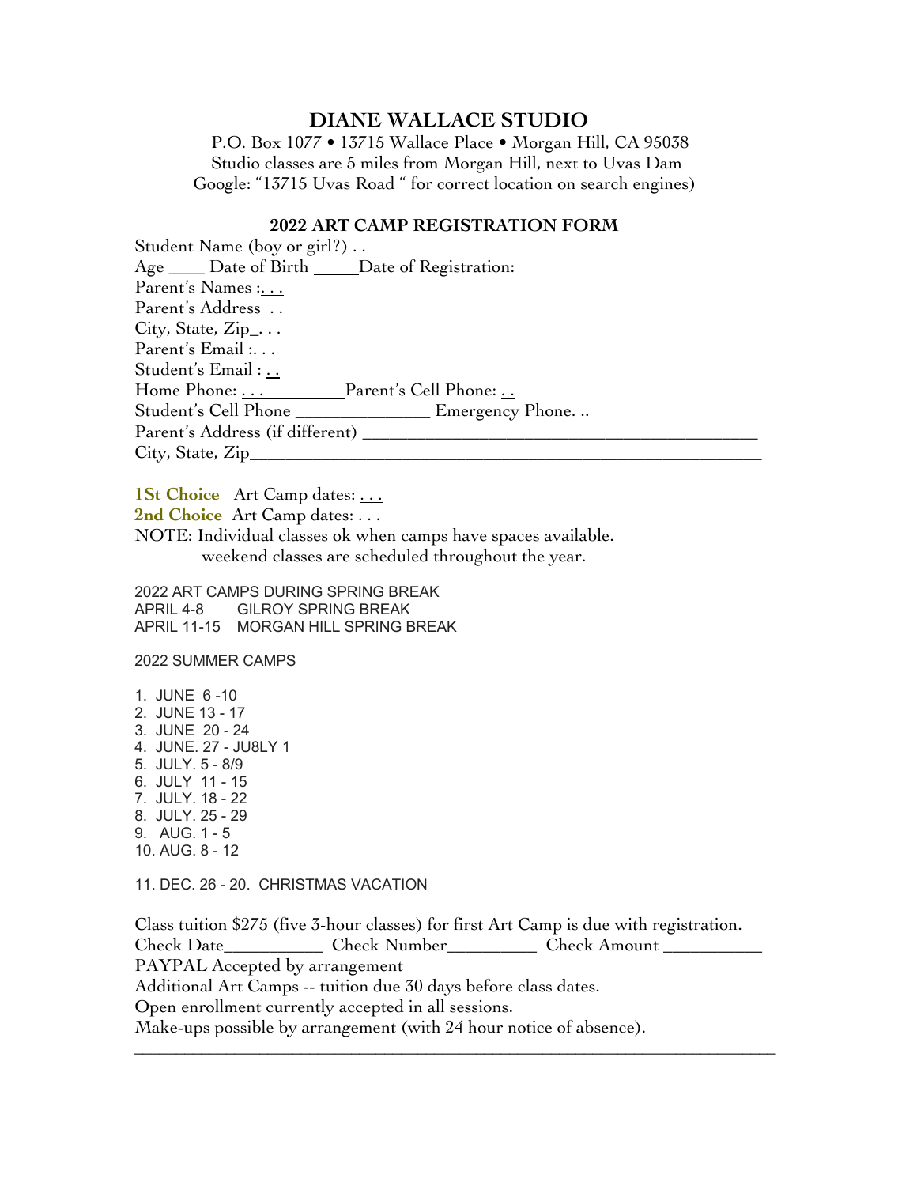# DIANE WALLACE STUDIO

P.O. Box 1077 • 13715 Wallace Place • Morgan Hill, CA 95038
Studio classes are 5 miles from Morgan Hill, next to Uvas Dam
Google: "13715 Uvas Road " for correct location on search engines)

## 2022 ART CAMP REGISTRATION FORM

Student Name (boy or girl?) . .
Age ____ Date of Birth _____Date of Registration:
Parent's Names :. . .
Parent's Address . .
City, State, Zip_. . .
Parent's Email :. . .
Student's Email : . .
Home Phone: . . . __________Parent's Cell Phone: . .
Student's Cell Phone _______________ Emergency Phone. ..
Parent's Address (if different) ____________________________________________
City, State, Zip__________________________________________________________

**1St Choice** Art Camp dates: . . .
**2nd Choice** Art Camp dates: . . .
NOTE: Individual classes ok when camps have spaces available.
weekend classes are scheduled throughout the year.

2022 ART CAMPS DURING SPRING BREAK
APRIL 4-8 GILROY SPRING BREAK
APRIL 11-15 MORGAN HILL SPRING BREAK

2022 SUMMER CAMPS

1. JUNE 6 -10
2. JUNE 13 - 17
3. JUNE 20 - 24
4. JUNE. 27 - JU8LY 1
5. JULY. 5 - 8/9
6. JULY 11 - 15
7. JULY. 18 - 22
8. JULY. 25 - 29
9. AUG. 1 - 5
10. AUG. 8 - 12

11. DEC. 26 - 20. CHRISTMAS VACATION

Class tuition $275 (five 3-hour classes) for first Art Camp is due with registration.
Check Date___________ Check Number__________ Check Amount ___________
PAYPAL Accepted by arrangement
Additional Art Camps -- tuition due 30 days before class dates.
Open enrollment currently accepted in all sessions.
Make-ups possible by arrangement (with 24 hour notice of absence).

---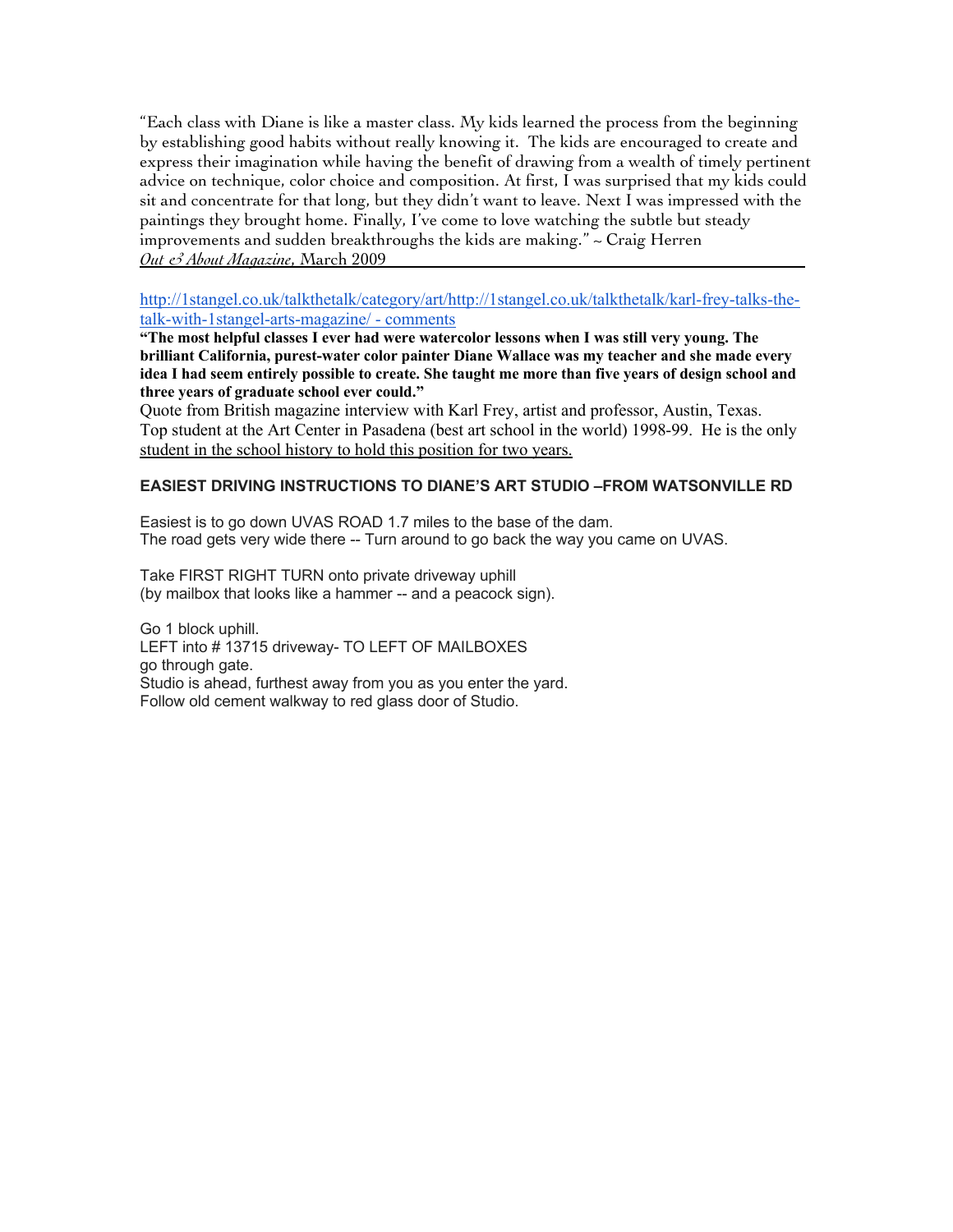"Each class with Diane is like a master class. My kids learned the process from the beginning by establishing good habits without really knowing it. The kids are encouraged to create and express their imagination while having the benefit of drawing from a wealth of timely pertinent advice on technique, color choice and composition. At first, I was surprised that my kids could sit and concentrate for that long, but they didn't want to leave. Next I was impressed with the paintings they brought home. Finally, I've come to love watching the subtle but steady improvements and sudden breakthroughs the kids are making." ~ Craig Herren
*Out & About Magazine*, March 2009

---

http://1stangel.co.uk/talkthetalk/category/art/http://1stangel.co.uk/talkthetalk/karl-frey-talks-the-talk-with-1stangel-arts-magazine/ - comments

**"The most helpful classes I ever had were watercolor lessons when I was still very young. The brilliant California, purest-water color painter Diane Wallace was my teacher and she made every idea I had seem entirely possible to create. She taught me more than five years of design school and three years of graduate school ever could."**

Quote from British magazine interview with Karl Frey, artist and professor, Austin, Texas. Top student at the Art Center in Pasadena (best art school in the world) 1998-99. He is the only student in the school history to hold this position for two years.

**EASIEST DRIVING INSTRUCTIONS TO DIANE'S ART STUDIO –FROM WATSONVILLE RD**

Easiest is to go down UVAS ROAD 1.7 miles to the base of the dam.
The road gets very wide there -- Turn around to go back the way you came on UVAS.

Take FIRST RIGHT TURN onto private driveway uphill
(by mailbox that looks like a hammer -- and a peacock sign).

Go 1 block uphill.
LEFT into # 13715 driveway- TO LEFT OF MAILBOXES
go through gate.
Studio is ahead, furthest away from you as you enter the yard.
Follow old cement walkway to red glass door of Studio.